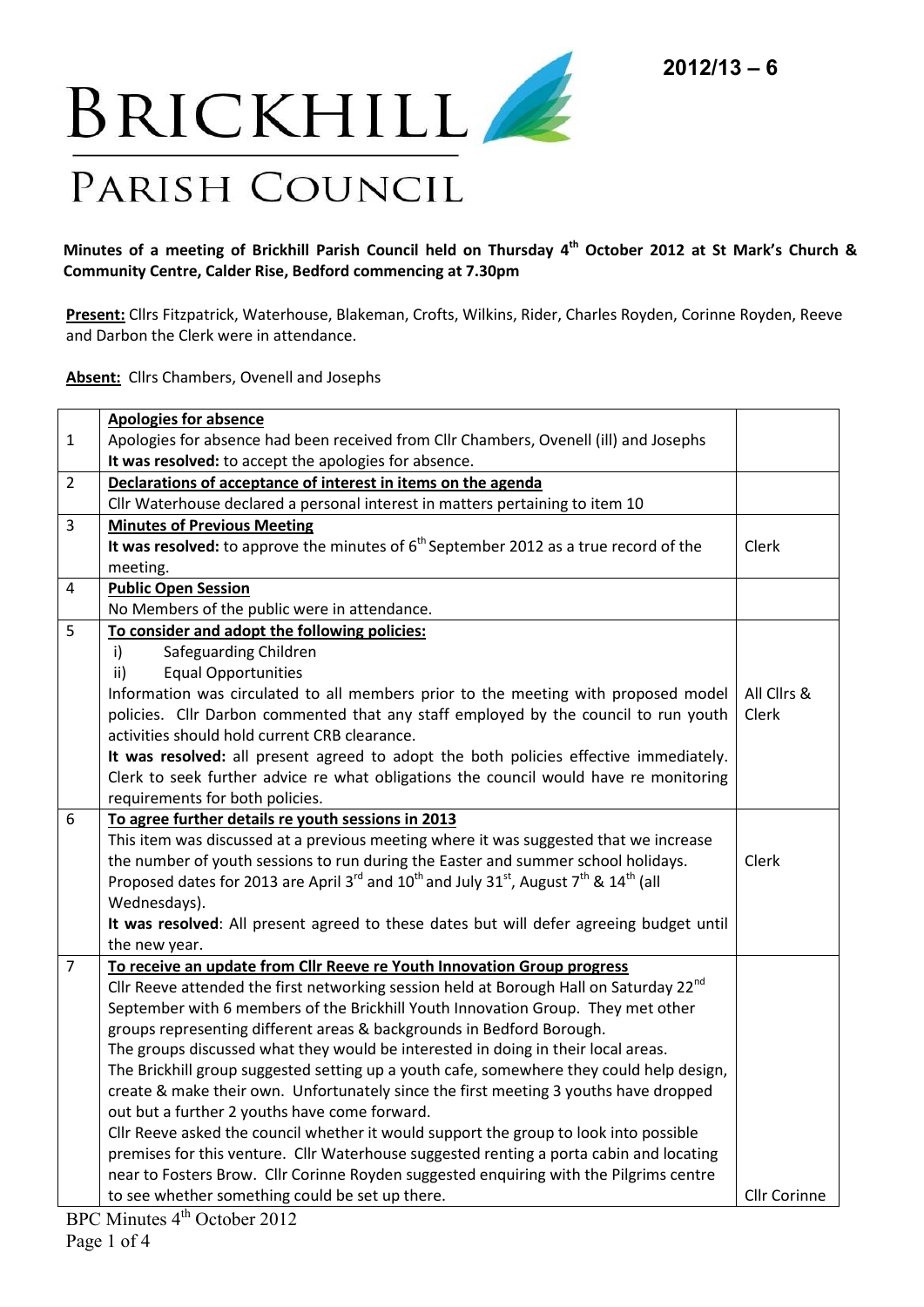2012/13 – 6

# Brickhill Parish Council

**Minutes of a meeting of Brickhill Parish Council held on Thursday 4th October 2012 at St Mark's Church & Community Centre, Calder Rise, Bedford commencing at 7.30pm**

**Present:** Cllrs Fitzpatrick, Waterhouse, Blakeman, Crofts, Wilkins, Rider, Charles Royden, Corinne Royden, Reeve and Darbon the Clerk were in attendance.

**Absent:** Cllrs Chambers, Ovenell and Josephs

| | | |
|---|---|---|
| 1 | **Apologies for absence**<br>Apologies for absence had been received from Cllr Chambers, Ovenell (ill) and Josephs<br>**It was resolved:** to accept the apologies for absence. | |
| 2 | **Declarations of acceptance of interest in items on the agenda**<br>Cllr Waterhouse declared a personal interest in matters pertaining to item 10 | |
| 3 | **Minutes of Previous Meeting**<br>**It was resolved:** to approve the minutes of 6th September 2012 as a true record of the meeting. | Clerk |
| 4 | **Public Open Session**<br>No Members of the public were in attendance. | |
| 5 | **To consider and adopt the following policies:**<br>i) Safeguarding Children<br>ii) Equal Opportunities<br>Information was circulated to all members prior to the meeting with proposed model policies. Cllr Darbon commented that any staff employed by the council to run youth activities should hold current CRB clearance.<br>**It was resolved:** all present agreed to adopt the both policies effective immediately. Clerk to seek further advice re what obligations the council would have re monitoring requirements for both policies. | All Cllrs & Clerk |
| 6 | **To agree further details re youth sessions in 2013**<br>This item was discussed at a previous meeting where it was suggested that we increase the number of youth sessions to run during the Easter and summer school holidays. Proposed dates for 2013 are April 3rd and 10th and July 31st, August 7th & 14th (all Wednesdays).<br>**It was resolved**: All present agreed to these dates but will defer agreeing budget until the new year. | Clerk |
| 7 | **To receive an update from Cllr Reeve re Youth Innovation Group progress**<br>Cllr Reeve attended the first networking session held at Borough Hall on Saturday 22nd September with 6 members of the Brickhill Youth Innovation Group. They met other groups representing different areas & backgrounds in Bedford Borough.<br>The groups discussed what they would be interested in doing in their local areas.<br>The Brickhill group suggested setting up a youth cafe, somewhere they could help design, create & make their own. Unfortunately since the first meeting 3 youths have dropped out but a further 2 youths have come forward.<br>Cllr Reeve asked the council whether it would support the group to look into possible premises for this venture. Cllr Waterhouse suggested renting a porta cabin and locating near to Fosters Brow. Cllr Corinne Royden suggested enquiring with the Pilgrims centre to see whether something could be set up there. | Cllr Corinne |

BPC Minutes 4th October 2012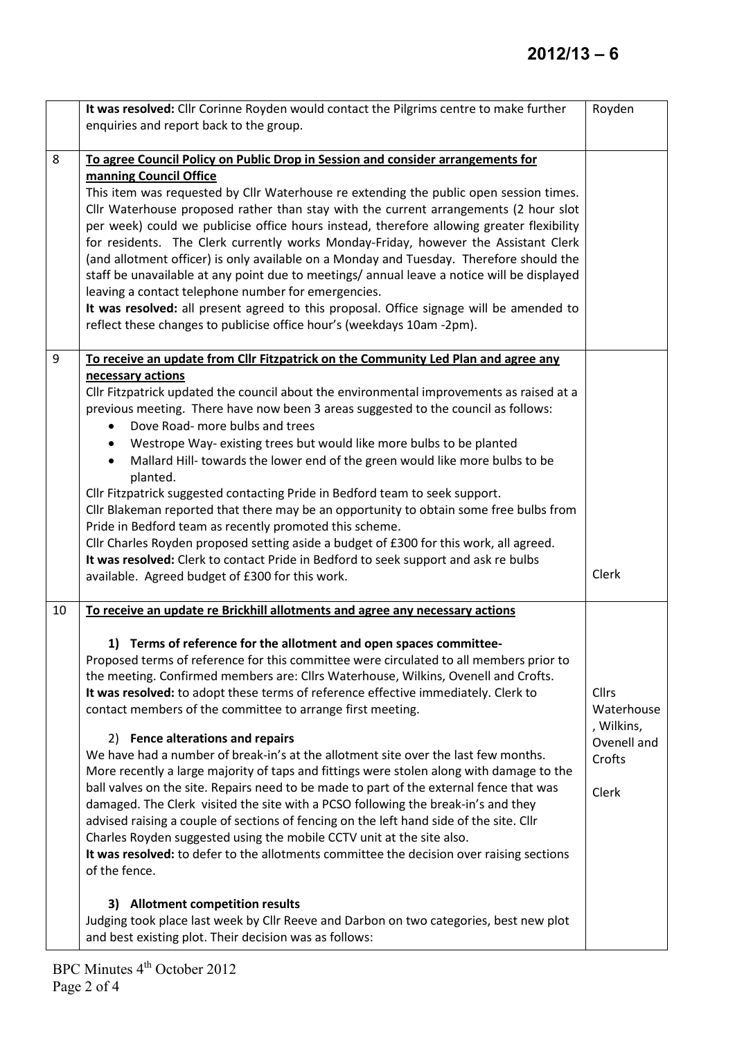| | | |
|---|---|---|
| | **It was resolved:** Cllr Corinne Royden would contact the Pilgrims centre to make further enquiries and report back to the group. | Royden |
| 8 | **To agree Council Policy on Public Drop in Session and consider arrangements for manning Council Office**<br>This item was requested by Cllr Waterhouse re extending the public open session times. Cllr Waterhouse proposed rather than stay with the current arrangements (2 hour slot per week) could we publicise office hours instead, therefore allowing greater flexibility for residents. The Clerk currently works Monday-Friday, however the Assistant Clerk (and allotment officer) is only available on a Monday and Tuesday. Therefore should the staff be unavailable at any point due to meetings/ annual leave a notice will be displayed leaving a contact telephone number for emergencies.<br>**It was resolved:** all present agreed to this proposal. Office signage will be amended to reflect these changes to publicise office hour's (weekdays 10am -2pm). | |
| 9 | **To receive an update from Cllr Fitzpatrick on the Community Led Plan and agree any necessary actions**<br>Cllr Fitzpatrick updated the council about the environmental improvements as raised at a previous meeting. There have now been 3 areas suggested to the council as follows:<br>• Dove Road- more bulbs and trees<br>• Westrope Way- existing trees but would like more bulbs to be planted<br>• Mallard Hill- towards the lower end of the green would like more bulbs to be planted.<br>Cllr Fitzpatrick suggested contacting Pride in Bedford team to seek support.<br>Cllr Blakeman reported that there may be an opportunity to obtain some free bulbs from Pride in Bedford team as recently promoted this scheme.<br>Cllr Charles Royden proposed setting aside a budget of £300 for this work, all agreed.<br>**It was resolved:** Clerk to contact Pride in Bedford to seek support and ask re bulbs available. Agreed budget of £300 for this work. | Clerk |
| 10 | **To receive an update re Brickhill allotments and agree any necessary actions**<br><br>**1) Terms of reference for the allotment and open spaces committee-**<br>Proposed terms of reference for this committee were circulated to all members prior to the meeting. Confirmed members are: Cllrs Waterhouse, Wilkins, Ovenell and Crofts.<br>**It was resolved:** to adopt these terms of reference effective immediately. Clerk to contact members of the committee to arrange first meeting.<br><br>2) **Fence alterations and repairs**<br>We have had a number of break-in's at the allotment site over the last few months. More recently a large majority of taps and fittings were stolen along with damage to the ball valves on the site. Repairs need to be made to part of the external fence that was damaged. The Clerk visited the site with a PCSO following the break-in's and they advised raising a couple of sections of fencing on the left hand side of the site. Cllr Charles Royden suggested using the mobile CCTV unit at the site also.<br>**It was resolved:** to defer to the allotments committee the decision over raising sections of the fence.<br><br>**3) Allotment competition results**<br>Judging took place last week by Cllr Reeve and Darbon on two categories, best new plot and best existing plot. Their decision was as follows: | Cllrs Waterhouse, Wilkins, Ovenell and Crofts<br><br>Clerk |

BPC Minutes 4th October 2012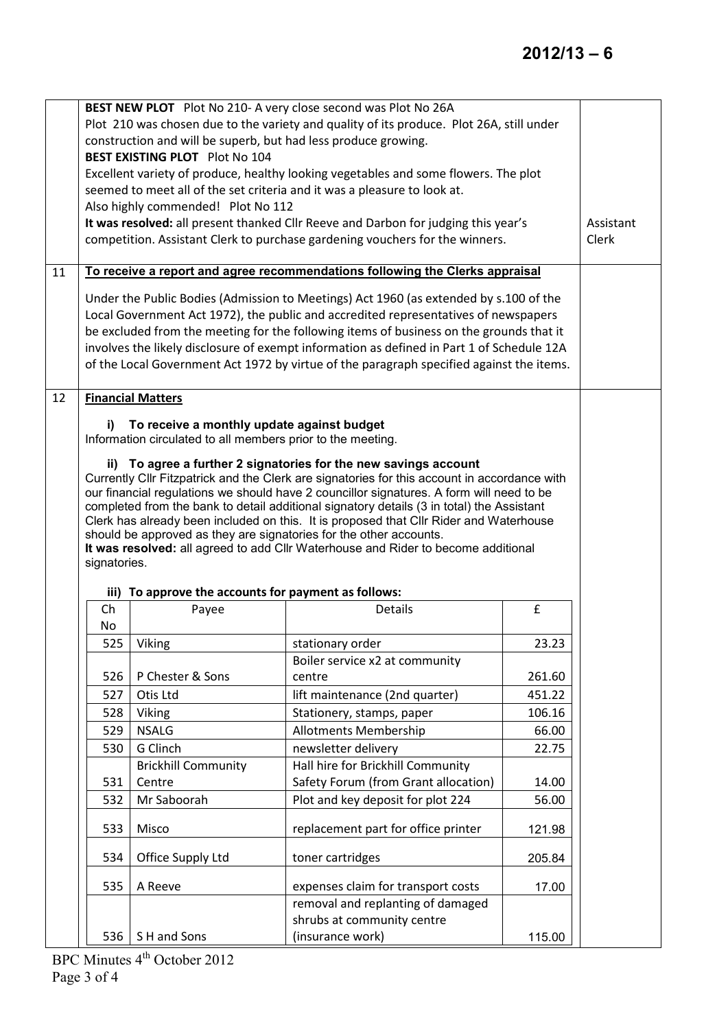**BEST NEW PLOT** Plot No 210- A very close second was Plot No 26A
Plot 210 was chosen due to the variety and quality of its produce. Plot 26A, still under construction and will be superb, but had less produce growing.

**BEST EXISTING PLOT** Plot No 104
Excellent variety of produce, healthy looking vegetables and some flowers. The plot seemed to meet all of the set criteria and it was a pleasure to look at.
Also highly commended! Plot No 112

**It was resolved:** all present thanked Cllr Reeve and Darbon for judging this year's competition. Assistant Clerk to purchase gardening vouchers for the winners. — *Assistant Clerk*

## 11 To receive a report and agree recommendations following the Clerks appraisal

Under the Public Bodies (Admission to Meetings) Act 1960 (as extended by s.100 of the Local Government Act 1972), the public and accredited representatives of newspapers be excluded from the meeting for the following items of business on the grounds that it involves the likely disclosure of exempt information as defined in Part 1 of Schedule 12A of the Local Government Act 1972 by virtue of the paragraph specified against the items.

## 12 Financial Matters

**i) To receive a monthly update against budget**
Information circulated to all members prior to the meeting.

**ii) To agree a further 2 signatories for the new savings account**
Currently Cllr Fitzpatrick and the Clerk are signatories for this account in accordance with our financial regulations we should have 2 councillor signatures. A form will need to be completed from the bank to detail additional signatory details (3 in total) the Assistant Clerk has already been included on this. It is proposed that Cllr Rider and Waterhouse should be approved as they are signatories for the other accounts.
**It was resolved:** all agreed to add Cllr Waterhouse and Rider to become additional signatories.

**iii) To approve the accounts for payment as follows:**

| Ch No | Payee | Details | £ |
|---|---|---|---|
| 525 | Viking | stationary order | 23.23 |
| 526 | P Chester & Sons | Boiler service x2 at community centre | 261.60 |
| 527 | Otis Ltd | lift maintenance (2nd quarter) | 451.22 |
| 528 | Viking | Stationery, stamps, paper | 106.16 |
| 529 | NSALG | Allotments Membership | 66.00 |
| 530 | G Clinch | newsletter delivery | 22.75 |
| 531 | Brickhill Community Centre | Hall hire for Brickhill Community Safety Forum (from Grant allocation) | 14.00 |
| 532 | Mr Saboorah | Plot and key deposit for plot 224 | 56.00 |
| 533 | Misco | replacement part for office printer | 121.98 |
| 534 | Office Supply Ltd | toner cartridges | 205.84 |
| 535 | A Reeve | expenses claim for transport costs | 17.00 |
| 536 | S H and Sons | removal and replanting of damaged shrubs at community centre (insurance work) | 115.00 |

BPC Minutes 4th October 2012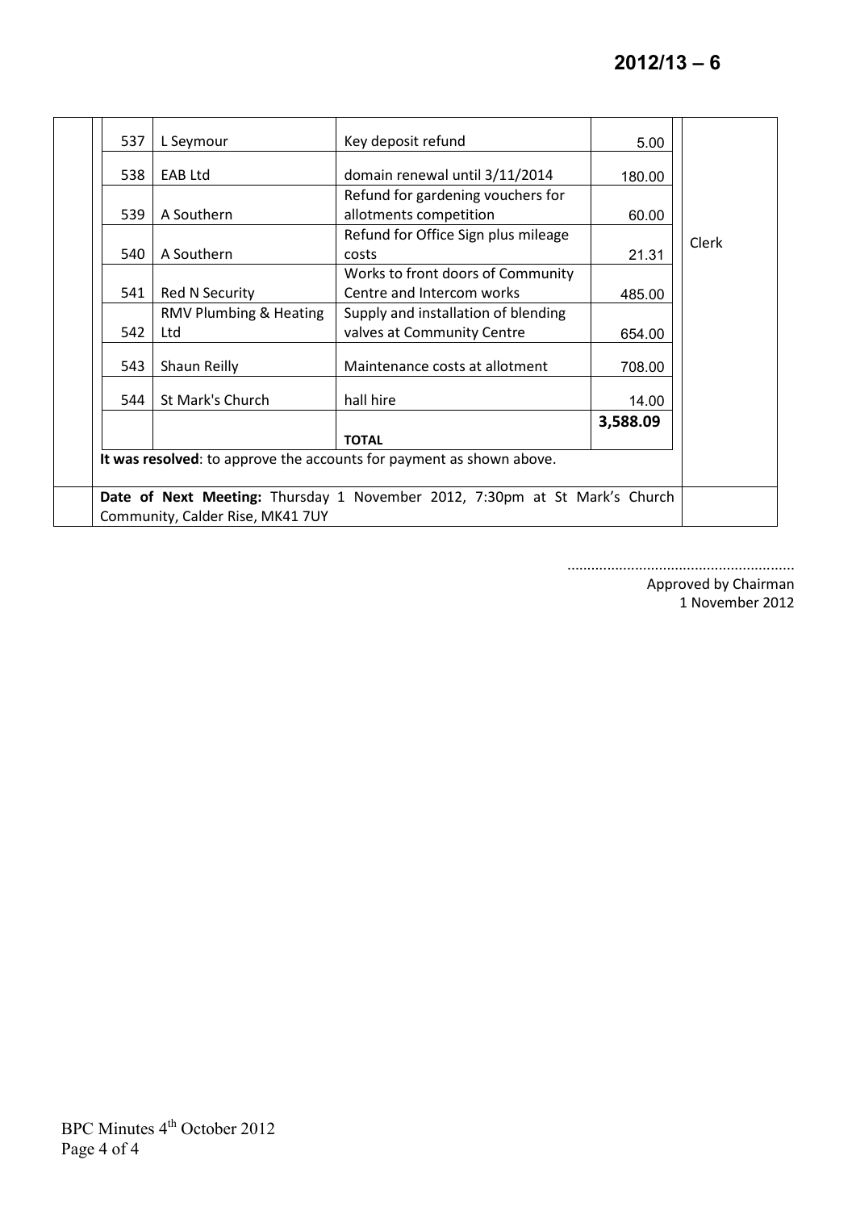| | | | | |
|---|---|---|---|---|
| 537 | L Seymour | Key deposit refund | 5.00 | Clerk |
| 538 | EAB Ltd | domain renewal until 3/11/2014 | 180.00 | |
| 539 | A Southern | Refund for gardening vouchers for allotments competition | 60.00 | |
| 540 | A Southern | Refund for Office Sign plus mileage costs | 21.31 | |
| 541 | Red N Security | Works to front doors of Community Centre and Intercom works | 485.00 | |
| 542 | RMV Plumbing & Heating Ltd | Supply and installation of blending valves at Community Centre | 654.00 | |
| 543 | Shaun Reilly | Maintenance costs at allotment | 708.00 | |
| 544 | St Mark's Church | hall hire | 14.00 | |
| | | **TOTAL** | **3,588.09** | |

**It was resolved**: to approve the accounts for payment as shown above.

**Date of Next Meeting:** Thursday 1 November 2012, 7:30pm at St Mark's Church Community, Calder Rise, MK41 7UY

........................................................
Approved by Chairman
1 November 2012